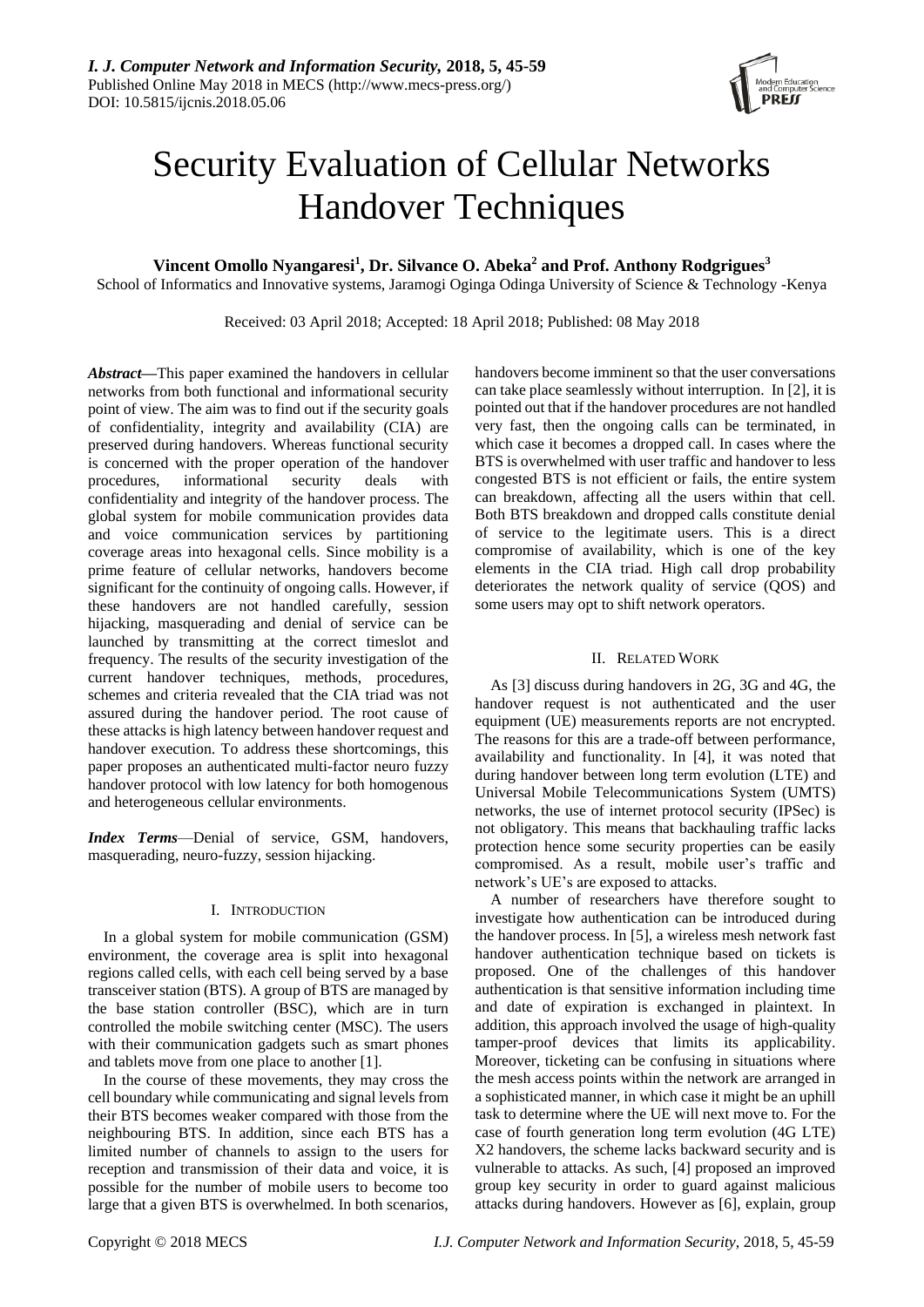# Security Evaluation of Cellular Networks Handover Techniques

**Vincent Omollo Nyangaresi[1], Dr. Silvance O. Abeka[2] and Prof. Anthony Rodgrigues[3]**

School of Informatics and Innovative systems, Jaramogi Oginga Odinga University of Science & Technology -Kenya

Received: 03 April 2018; Accepted: 18 April 2018; Published: 08 May 2018

***Abstract*****—**This paper examined the handovers in cellular networks from both functional and informational security point of view. The aim was to find out if the security goals of confidentiality, integrity and availability (CIA) are preserved during handovers. Whereas functional security is concerned with the proper operation of the handover procedures, informational security deals with confidentiality and integrity of the handover process. The global system for mobile communication provides data and voice communication services by partitioning coverage areas into hexagonal cells. Since mobility is a prime feature of cellular networks, handovers become significant for the continuity of ongoing calls. However, if these handovers are not handled carefully, session hijacking, masquerading and denial of service can be launched by transmitting at the correct timeslot and frequency. The results of the security investigation of the current handover techniques, methods, procedures, schemes and criteria revealed that the CIA triad was not assured during the handover period. The root cause of these attacks is high latency between handover request and handover execution. To address these shortcomings, this paper proposes an authenticated multi-factor neuro fuzzy handover protocol with low latency for both homogenous and heterogeneous cellular environments.

***Index Terms*****—**Denial of service, GSM, handovers, masquerading, neuro-fuzzy, session hijacking.

## I. Introduction

In a global system for mobile communication (GSM) environment, the coverage area is split into hexagonal regions called cells, with each cell being served by a base transceiver station (BTS). A group of BTS are managed by the base station controller (BSC), which are in turn controlled the mobile switching center (MSC). The users with their communication gadgets such as smart phones and tablets move from one place to another [1].

In the course of these movements, they may cross the cell boundary while communicating and signal levels from their BTS becomes weaker compared with those from the neighbouring BTS. In addition, since each BTS has a limited number of channels to assign to the users for reception and transmission of their data and voice, it is possible for the number of mobile users to become too large that a given BTS is overwhelmed. In both scenarios, handovers become imminent so that the user conversations can take place seamlessly without interruption. In [2], it is pointed out that if the handover procedures are not handled very fast, then the ongoing calls can be terminated, in which case it becomes a dropped call. In cases where the BTS is overwhelmed with user traffic and handover to less congested BTS is not efficient or fails, the entire system can breakdown, affecting all the users within that cell. Both BTS breakdown and dropped calls constitute denial of service to the legitimate users. This is a direct compromise of availability, which is one of the key elements in the CIA triad. High call drop probability deteriorates the network quality of service (QOS) and some users may opt to shift network operators.

## II. Related Work

As [3] discuss during handovers in 2G, 3G and 4G, the handover request is not authenticated and the user equipment (UE) measurements reports are not encrypted. The reasons for this are a trade-off between performance, availability and functionality. In [4], it was noted that during handover between long term evolution (LTE) and Universal Mobile Telecommunications System (UMTS) networks, the use of internet protocol security (IPSec) is not obligatory. This means that backhauling traffic lacks protection hence some security properties can be easily compromised. As a result, mobile user's traffic and network's UE's are exposed to attacks.

A number of researchers have therefore sought to investigate how authentication can be introduced during the handover process. In [5], a wireless mesh network fast handover authentication technique based on tickets is proposed. One of the challenges of this handover authentication is that sensitive information including time and date of expiration is exchanged in plaintext. In addition, this approach involved the usage of high-quality tamper-proof devices that limits its applicability. Moreover, ticketing can be confusing in situations where the mesh access points within the network are arranged in a sophisticated manner, in which case it might be an uphill task to determine where the UE will next move to. For the case of fourth generation long term evolution (4G LTE) X2 handovers, the scheme lacks backward security and is vulnerable to attacks. As such, [4] proposed an improved group key security in order to guard against malicious attacks during handovers. However as [6], explain, group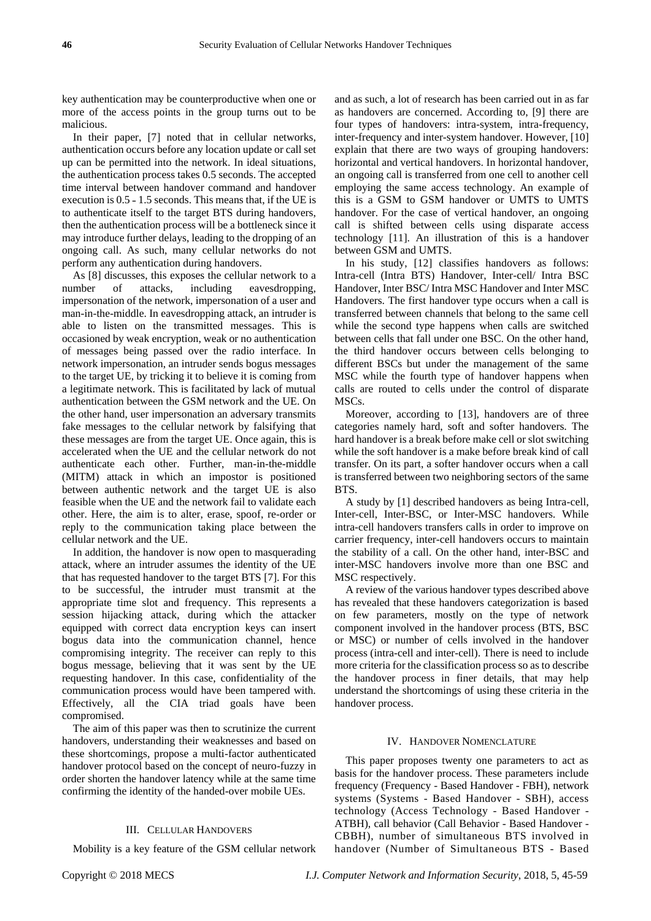key authentication may be counterproductive when one or more of the access points in the group turns out to be malicious.

In their paper, [7] noted that in cellular networks, authentication occurs before any location update or call set up can be permitted into the network. In ideal situations, the authentication process takes 0.5 seconds. The accepted time interval between handover command and handover execution is 0.5 - 1.5 seconds. This means that, if the UE is to authenticate itself to the target BTS during handovers, then the authentication process will be a bottleneck since it may introduce further delays, leading to the dropping of an ongoing call. As such, many cellular networks do not perform any authentication during handovers.

As [8] discusses, this exposes the cellular network to a number of attacks, including eavesdropping, impersonation of the network, impersonation of a user and man-in-the-middle. In eavesdropping attack, an intruder is able to listen on the transmitted messages. This is occasioned by weak encryption, weak or no authentication of messages being passed over the radio interface. In network impersonation, an intruder sends bogus messages to the target UE, by tricking it to believe it is coming from a legitimate network. This is facilitated by lack of mutual authentication between the GSM network and the UE. On the other hand, user impersonation an adversary transmits fake messages to the cellular network by falsifying that these messages are from the target UE. Once again, this is accelerated when the UE and the cellular network do not authenticate each other. Further, man-in-the-middle (MITM) attack in which an impostor is positioned between authentic network and the target UE is also feasible when the UE and the network fail to validate each other. Here, the aim is to alter, erase, spoof, re-order or reply to the communication taking place between the cellular network and the UE.

In addition, the handover is now open to masquerading attack, where an intruder assumes the identity of the UE that has requested handover to the target BTS [7]. For this to be successful, the intruder must transmit at the appropriate time slot and frequency. This represents a session hijacking attack, during which the attacker equipped with correct data encryption keys can insert bogus data into the communication channel, hence compromising integrity. The receiver can reply to this bogus message, believing that it was sent by the UE requesting handover. In this case, confidentiality of the communication process would have been tampered with. Effectively, all the CIA triad goals have been compromised.

The aim of this paper was then to scrutinize the current handovers, understanding their weaknesses and based on these shortcomings, propose a multi-factor authenticated handover protocol based on the concept of neuro-fuzzy in order shorten the handover latency while at the same time confirming the identity of the handed-over mobile UEs.

## III. Cellular Handovers

Mobility is a key feature of the GSM cellular network and as such, a lot of research has been carried out in as far as handovers are concerned. According to, [9] there are four types of handovers: intra-system, intra-frequency, inter-frequency and inter-system handover. However, [10] explain that there are two ways of grouping handovers: horizontal and vertical handovers. In horizontal handover, an ongoing call is transferred from one cell to another cell employing the same access technology. An example of this is a GSM to GSM handover or UMTS to UMTS handover. For the case of vertical handover, an ongoing call is shifted between cells using disparate access technology [11]. An illustration of this is a handover between GSM and UMTS.

In his study, [12] classifies handovers as follows: Intra-cell (Intra BTS) Handover, Inter-cell/ Intra BSC Handover, Inter BSC/ Intra MSC Handover and Inter MSC Handovers. The first handover type occurs when a call is transferred between channels that belong to the same cell while the second type happens when calls are switched between cells that fall under one BSC. On the other hand, the third handover occurs between cells belonging to different BSCs but under the management of the same MSC while the fourth type of handover happens when calls are routed to cells under the control of disparate MSCs.

Moreover, according to [13], handovers are of three categories namely hard, soft and softer handovers. The hard handover is a break before make cell or slot switching while the soft handover is a make before break kind of call transfer. On its part, a softer handover occurs when a call is transferred between two neighboring sectors of the same BTS.

A study by [1] described handovers as being Intra-cell, Inter-cell, Inter-BSC, or Inter-MSC handovers. While intra-cell handovers transfers calls in order to improve on carrier frequency, inter-cell handovers occurs to maintain the stability of a call. On the other hand, inter-BSC and inter-MSC handovers involve more than one BSC and MSC respectively.

A review of the various handover types described above has revealed that these handovers categorization is based on few parameters, mostly on the type of network component involved in the handover process (BTS, BSC or MSC) or number of cells involved in the handover process (intra-cell and inter-cell). There is need to include more criteria for the classification process so as to describe the handover process in finer details, that may help understand the shortcomings of using these criteria in the handover process.

## IV. Handover Nomenclature

This paper proposes twenty one parameters to act as basis for the handover process. These parameters include frequency (Frequency - Based Handover - FBH), network systems (Systems - Based Handover - SBH), access technology (Access Technology - Based Handover - ATBH), call behavior (Call Behavior - Based Handover - CBBH), number of simultaneous BTS involved in handover (Number of Simultaneous BTS - Based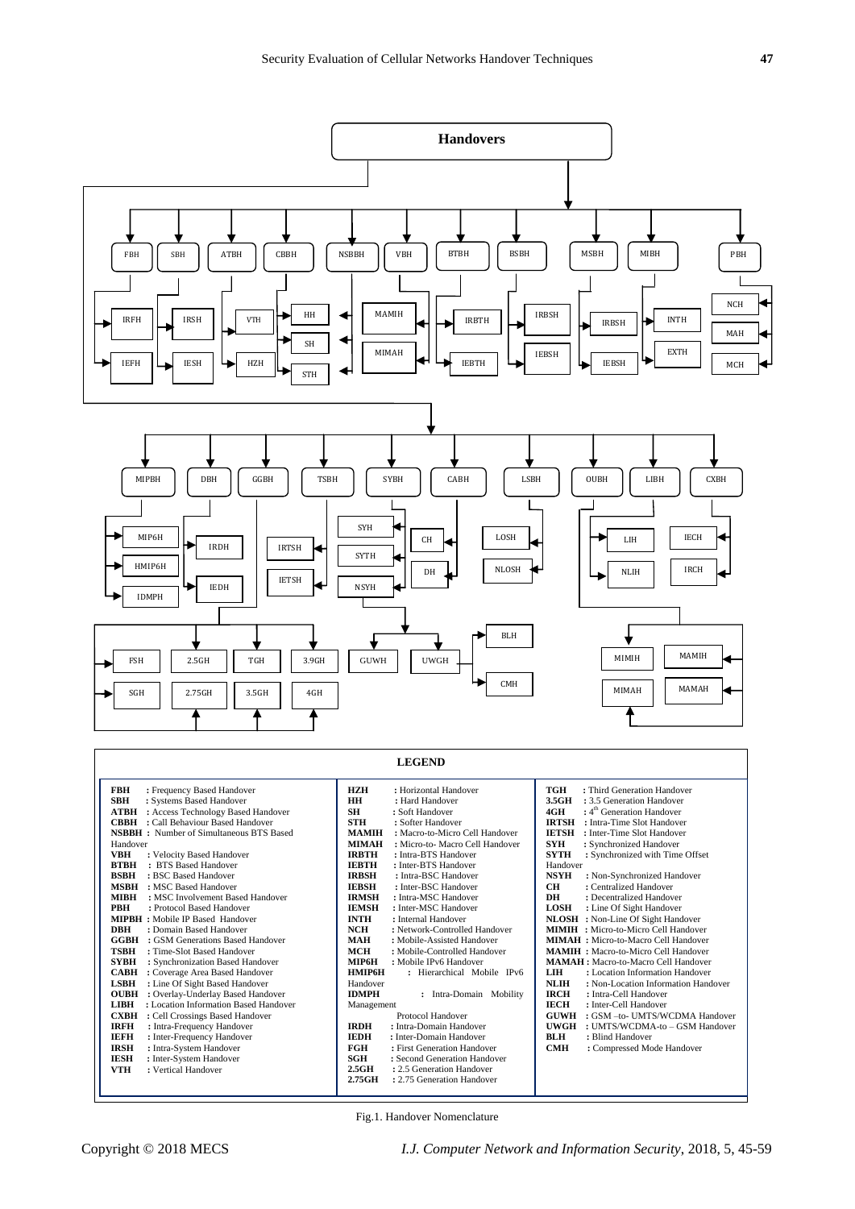Handovers

FBH | SBH | ATBH | CBBH | NSBBH | VBH | BTBH | BSBH | MSBH | MIBH | PBH

IRFH | IEFH | IRSH | IESH | VTH | HZH | HH | SH | STH | MAMIH | MIMAH | IRBTH | IEBTH | IRBSH | IEBSH | IRBSH | IEBSH | INTH | EXTH | NCH | MAH | MCH

MIPBH | DBH | GGBH | TSBH | SYBH | CABH | LSBH | OUBH | LIBH | CXBH

MIP6H | HMIP6H | IDMPH | IRDH | IEDH | IRTSH | IETSH | SYH | SYTH | NSYH | CH | DH | LOSH | NLOSH | LIH | NLIH | IECH | IRCH

FSH | SGH | 2.5GH | 2.75GH | TGH | 3.5GH | 3.9GH | 4GH | GUWH | UWGH | BLH | CMH | MIMIH | MIMAH | MAMIH | MAMAH

**LEGEND**

| | | |
|---|---|---|
| **FBH** : Frequency Based Handover | **HZH** : Horizontal Handover | **TGH** : Third Generation Handover |
| **SBH** : Systems Based Handover | **HH** : Hard Handover | **3.5GH** : 3.5 Generation Handover |
| **ATBH** : Access Technology Based Handover | **SH** : Soft Handover | **4GH** : 4th Generation Handover |
| **CBBH** : Call Behaviour Based Handover | **STH** : Softer Handover | **IRTSH** : Intra-Time Slot Handover |
| **NSBBH** : Number of Simultaneous BTS Based Handover | **MAMIH** : Macro-to-Micro Cell Handover | **IETSH** : Inter-Time Slot Handover |
| **VBH** : Velocity Based Handover | **MIMAH** : Micro-to- Macro Cell Handover | **SYH** : Synchronized Handover |
| **BTBH** : BTS Based Handover | **IRBTH** : Intra-BTS Handover | **SYTH** : Synchronized with Time Offset Handover |
| **BSBH** : BSC Based Handover | **IEBTH** : Inter-BTS Handover | **NSYH** : Non-Synchronized Handover |
| **MSBH** : MSC Based Handover | **IRBSH** : Intra-BSC Handover | **CH** : Centralized Handover |
| **MIBH** : MSC Involvement Based Handover | **IEBSH** : Inter-BSC Handover | **DH** : Decentralized Handover |
| **PBH** : Protocol Based Handover | **IRMSH** : Intra-MSC Handover | **LOSH** : Line Of Sight Handover |
| **MIPBH** : Mobile IP Based Handover | **IEMSH** : Inter-MSC Handover | **NLOSH** : Non-Line Of Sight Handover |
| **DBH** : Domain Based Handover | **INTH** : Internal Handover | **MIMIH** : Micro-to-Micro Cell Handover |
| **GGBH** : GSM Generations Based Handover | **NCH** : Network-Controlled Handover | **MIMAH** : Micro-to-Macro Cell Handover |
| **TSBH** : Time-Slot Based Handover | **MAH** : Mobile-Assisted Handover | **MAMIH** : Macro-to-Micro Cell Handover |
| **SYBH** : Synchronization Based Handover | **MCH** : Mobile-Controlled Handover | **MAMAH** : Macro-to-Macro Cell Handover |
| **CABH** : Coverage Area Based Handover | **MIP6H** : Mobile IPv6 Handover | **LIH** : Location Information Handover |
| **LSBH** : Line Of Sight Based Handover | **HMIP6H** : Hierarchical Mobile IPv6 Handover | **NLIH** : Non-Location Information Handover |
| **OUBH** : Overlay-Underlay Based Handover | **IDMPH** : Intra-Domain Mobility Management Protocol Handover | **IRCH** : Intra-Cell Handover |
| **LIBH** : Location Information Based Handover | **IRDH** : Intra-Domain Handover | **IECH** : Inter-Cell Handover |
| **CXBH** : Cell Crossings Based Handover | **IEDH** : Inter-Domain Handover | **GUWH** : GSM –to- UMTS/WCDMA Handover |
| **IRFH** : Intra-Frequency Handover | **FGH** : First Generation Handover | **UWGH** : UMTS/WCDMA-to – GSM Handover |
| **IEFH** : Inter-Frequency Handover | **SGH** : Second Generation Handover | **BLH** : Blind Handover |
| **IRSH** : Intra-System Handover | **2.5GH** : 2.5 Generation Handover | **CMH** : Compressed Mode Handover |
| **IESH** : Inter-System Handover | **2.75GH** : 2.75 Generation Handover | |
| **VTH** : Vertical Handover | | |

Fig.1. Handover Nomenclature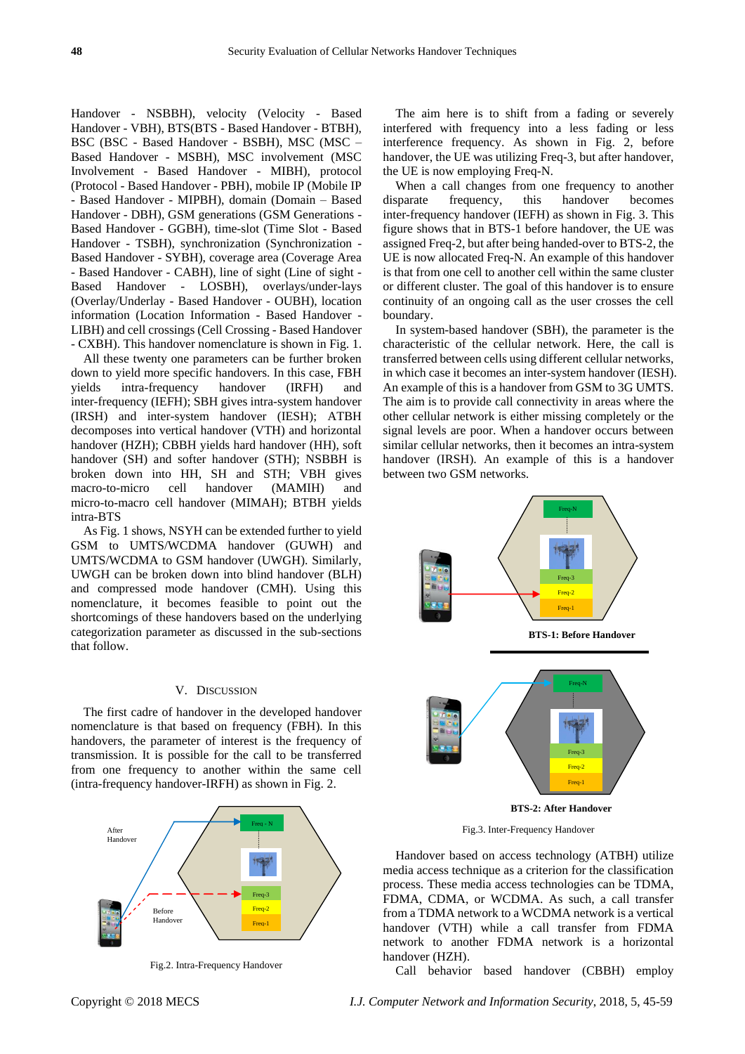Handover - NSBBH), velocity (Velocity - Based Handover - VBH), BTS(BTS - Based Handover - BTBH), BSC (BSC - Based Handover - BSBH), MSC (MSC – Based Handover - MSBH), MSC involvement (MSC Involvement - Based Handover - MIBH), protocol (Protocol - Based Handover - PBH), mobile IP (Mobile IP - Based Handover - MIPBH), domain (Domain – Based Handover - DBH), GSM generations (GSM Generations - Based Handover - GGBH), time-slot (Time Slot - Based Handover - TSBH), synchronization (Synchronization - Based Handover - SYBH), coverage area (Coverage Area - Based Handover - CABH), line of sight (Line of sight - Based Handover - LOSBH), overlays/under-lays (Overlay/Underlay - Based Handover - OUBH), location information (Location Information - Based Handover - LIBH) and cell crossings (Cell Crossing - Based Handover - CXBH). This handover nomenclature is shown in Fig. 1.

All these twenty one parameters can be further broken down to yield more specific handovers. In this case, FBH yields intra-frequency handover (IRFH) and inter-frequency (IEFH); SBH gives intra-system handover (IRSH) and inter-system handover (IESH); ATBH decomposes into vertical handover (VTH) and horizontal handover (HZH); CBBH yields hard handover (HH), soft handover (SH) and softer handover (STH); NSBBH is broken down into HH, SH and STH; VBH gives macro-to-micro cell handover (MAMIH) and micro-to-macro cell handover (MIMAH); BTBH yields intra-BTS

As Fig. 1 shows, NSYH can be extended further to yield GSM to UMTS/WCDMA handover (GUWH) and UMTS/WCDMA to GSM handover (UWGH). Similarly, UWGH can be broken down into blind handover (BLH) and compressed mode handover (CMH). Using this nomenclature, it becomes feasible to point out the shortcomings of these handovers based on the underlying categorization parameter as discussed in the sub-sections that follow.

## V. Discussion

The first cadre of handover in the developed handover nomenclature is that based on frequency (FBH). In this handovers, the parameter of interest is the frequency of transmission. It is possible for the call to be transferred from one frequency to another within the same cell (intra-frequency handover-IRFH) as shown in Fig. 2.

Fig.2. Intra-Frequency Handover

The aim here is to shift from a fading or severely interfered with frequency into a less fading or less interference frequency. As shown in Fig. 2, before handover, the UE was utilizing Freq-3, but after handover, the UE is now employing Freq-N.

When a call changes from one frequency to another disparate frequency, this handover becomes inter-frequency handover (IEFH) as shown in Fig. 3. This figure shows that in BTS-1 before handover, the UE was assigned Freq-2, but after being handed-over to BTS-2, the UE is now allocated Freq-N. An example of this handover is that from one cell to another cell within the same cluster or different cluster. The goal of this handover is to ensure continuity of an ongoing call as the user crosses the cell boundary.

In system-based handover (SBH), the parameter is the characteristic of the cellular network. Here, the call is transferred between cells using different cellular networks, in which case it becomes an inter-system handover (IESH). An example of this is a handover from GSM to 3G UMTS. The aim is to provide call connectivity in areas where the other cellular network is either missing completely or the signal levels are poor. When a handover occurs between similar cellular networks, then it becomes an intra-system handover (IRSH). An example of this is a handover between two GSM networks.

Fig.3. Inter-Frequency Handover

Handover based on access technology (ATBH) utilize media access technique as a criterion for the classification process. These media access technologies can be TDMA, FDMA, CDMA, or WCDMA. As such, a call transfer from a TDMA network to a WCDMA network is a vertical handover (VTH) while a call transfer from FDMA network to another FDMA network is a horizontal handover (HZH).

Call behavior based handover (CBBH) employ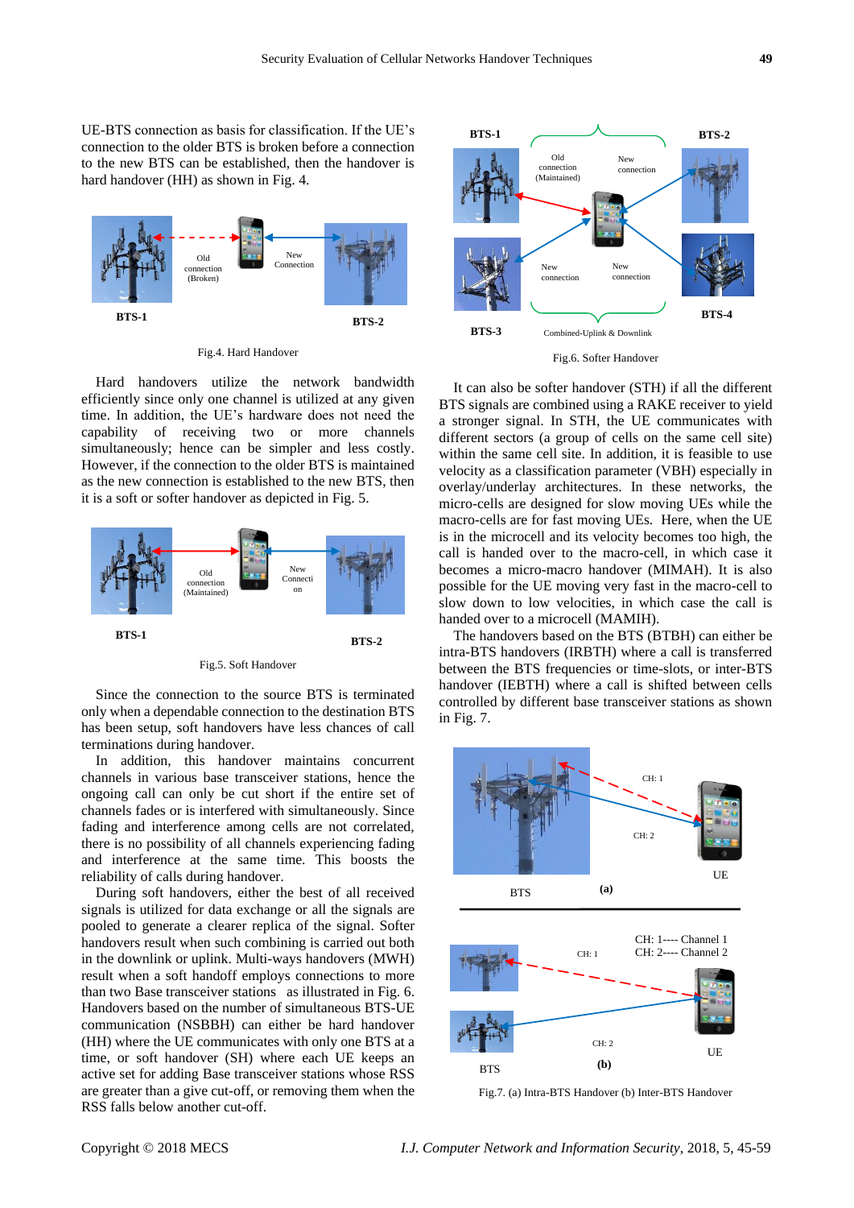UE-BTS connection as basis for classification. If the UE's connection to the older BTS is broken before a connection to the new BTS can be established, then the handover is hard handover (HH) as shown in Fig. 4.

Fig.4. Hard Handover

Hard handovers utilize the network bandwidth efficiently since only one channel is utilized at any given time. In addition, the UE's hardware does not need the capability of receiving two or more channels simultaneously; hence can be simpler and less costly. However, if the connection to the older BTS is maintained as the new connection is established to the new BTS, then it is a soft or softer handover as depicted in Fig. 5.

Fig.5. Soft Handover

Since the connection to the source BTS is terminated only when a dependable connection to the destination BTS has been setup, soft handovers have less chances of call terminations during handover.

In addition, this handover maintains concurrent channels in various base transceiver stations, hence the ongoing call can only be cut short if the entire set of channels fades or is interfered with simultaneously. Since fading and interference among cells are not correlated, there is no possibility of all channels experiencing fading and interference at the same time. This boosts the reliability of calls during handover.

During soft handovers, either the best of all received signals is utilized for data exchange or all the signals are pooled to generate a clearer replica of the signal. Softer handovers result when such combining is carried out both in the downlink or uplink. Multi-ways handovers (MWH) result when a soft handoff employs connections to more than two Base transceiver stations as illustrated in Fig. 6. Handovers based on the number of simultaneous BTS-UE communication (NSBBH) can either be hard handover (HH) where the UE communicates with only one BTS at a time, or soft handover (SH) where each UE keeps an active set for adding Base transceiver stations whose RSS are greater than a give cut-off, or removing them when the RSS falls below another cut-off.

Fig.6. Softer Handover

It can also be softer handover (STH) if all the different BTS signals are combined using a RAKE receiver to yield a stronger signal. In STH, the UE communicates with different sectors (a group of cells on the same cell site) within the same cell site. In addition, it is feasible to use velocity as a classification parameter (VBH) especially in overlay/underlay architectures. In these networks, the micro-cells are designed for slow moving UEs while the macro-cells are for fast moving UEs. Here, when the UE is in the microcell and its velocity becomes too high, the call is handed over to the macro-cell, in which case it becomes a micro-macro handover (MIMAH). It is also possible for the UE moving very fast in the macro-cell to slow down to low velocities, in which case the call is handed over to a microcell (MAMIH).

The handovers based on the BTS (BTBH) can either be intra-BTS handovers (IRBTH) where a call is transferred between the BTS frequencies or time-slots, or inter-BTS handover (IEBTH) where a call is shifted between cells controlled by different base transceiver stations as shown in Fig. 7.

Fig.7. (a) Intra-BTS Handover (b) Inter-BTS Handover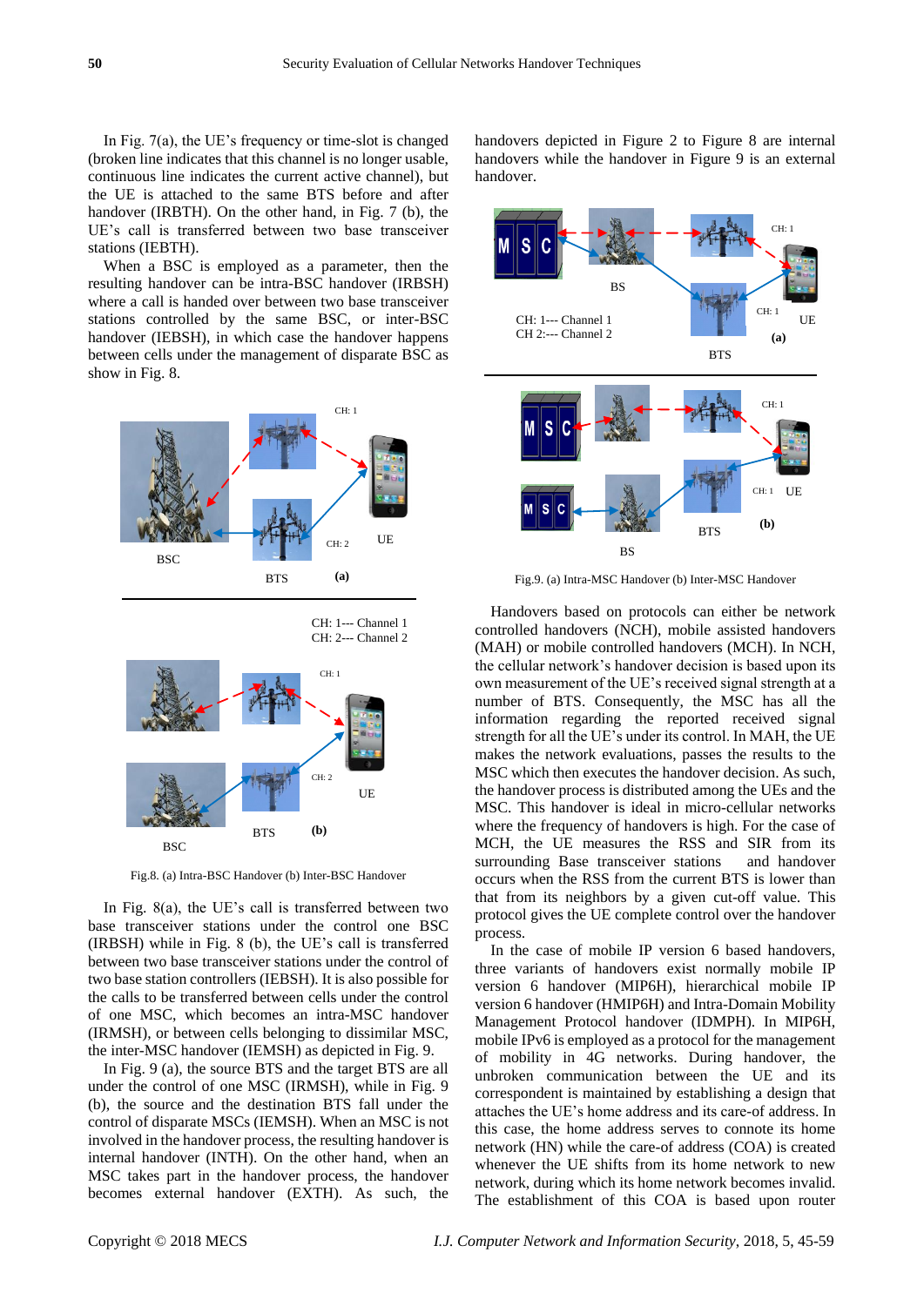In Fig. 7(a), the UE's frequency or time-slot is changed (broken line indicates that this channel is no longer usable, continuous line indicates the current active channel), but the UE is attached to the same BTS before and after handover (IRBTH). On the other hand, in Fig. 7 (b), the UE's call is transferred between two base transceiver stations (IEBTH).

When a BSC is employed as a parameter, then the resulting handover can be intra-BSC handover (IRBSH) where a call is handed over between two base transceiver stations controlled by the same BSC, or inter-BSC handover (IEBSH), in which case the handover happens between cells under the management of disparate BSC as show in Fig. 8.

Fig.8. (a) Intra-BSC Handover (b) Inter-BSC Handover

In Fig. 8(a), the UE's call is transferred between two base transceiver stations under the control one BSC (IRBSH) while in Fig. 8 (b), the UE's call is transferred between two base transceiver stations under the control of two base station controllers (IEBSH). It is also possible for the calls to be transferred between cells under the control of one MSC, which becomes an intra-MSC handover (IRMSH), or between cells belonging to dissimilar MSC, the inter-MSC handover (IEMSH) as depicted in Fig. 9.

In Fig. 9 (a), the source BTS and the target BTS are all under the control of one MSC (IRMSH), while in Fig. 9 (b), the source and the destination BTS fall under the control of disparate MSCs (IEMSH). When an MSC is not involved in the handover process, the resulting handover is internal handover (INTH). On the other hand, when an MSC takes part in the handover process, the handover becomes external handover (EXTH). As such, the handovers depicted in Figure 2 to Figure 8 are internal handovers while the handover in Figure 9 is an external handover.

Fig.9. (a) Intra-MSC Handover (b) Inter-MSC Handover

Handovers based on protocols can either be network controlled handovers (NCH), mobile assisted handovers (MAH) or mobile controlled handovers (MCH). In NCH, the cellular network's handover decision is based upon its own measurement of the UE's received signal strength at a number of BTS. Consequently, the MSC has all the information regarding the reported received signal strength for all the UE's under its control. In MAH, the UE makes the network evaluations, passes the results to the MSC which then executes the handover decision. As such, the handover process is distributed among the UEs and the MSC. This handover is ideal in micro-cellular networks where the frequency of handovers is high. For the case of MCH, the UE measures the RSS and SIR from its surrounding Base transceiver stations and handover occurs when the RSS from the current BTS is lower than that from its neighbors by a given cut-off value. This protocol gives the UE complete control over the handover process.

In the case of mobile IP version 6 based handovers, three variants of handovers exist normally mobile IP version 6 handover (MIP6H), hierarchical mobile IP version 6 handover (HMIP6H) and Intra-Domain Mobility Management Protocol handover (IDMPH). In MIP6H, mobile IPv6 is employed as a protocol for the management of mobility in 4G networks. During handover, the unbroken communication between the UE and its correspondent is maintained by establishing a design that attaches the UE's home address and its care-of address. In this case, the home address serves to connote its home network (HN) while the care-of address (COA) is created whenever the UE shifts from its home network to new network, during which its home network becomes invalid. The establishment of this COA is based upon router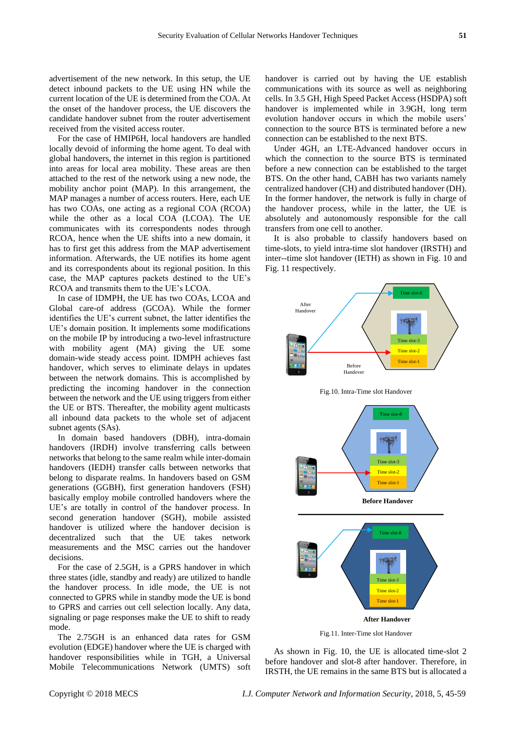advertisement of the new network. In this setup, the UE detect inbound packets to the UE using HN while the current location of the UE is determined from the COA. At the onset of the handover process, the UE discovers the candidate handover subnet from the router advertisement received from the visited access router.

For the case of HMIP6H, local handovers are handled locally devoid of informing the home agent. To deal with global handovers, the internet in this region is partitioned into areas for local area mobility. These areas are then attached to the rest of the network using a new node, the mobility anchor point (MAP). In this arrangement, the MAP manages a number of access routers. Here, each UE has two COAs, one acting as a regional COA (RCOA) while the other as a local COA (LCOA). The UE communicates with its correspondents nodes through RCOA, hence when the UE shifts into a new domain, it has to first get this address from the MAP advertisement information. Afterwards, the UE notifies its home agent and its correspondents about its regional position. In this case, the MAP captures packets destined to the UE's RCOA and transmits them to the UE's LCOA.

In case of IDMPH, the UE has two COAs, LCOA and Global care-of address (GCOA). While the former identifies the UE's current subnet, the latter identifies the UE's domain position. It implements some modifications on the mobile IP by introducing a two-level infrastructure with mobility agent (MA) giving the UE some domain-wide steady access point. IDMPH achieves fast handover, which serves to eliminate delays in updates between the network domains. This is accomplished by predicting the incoming handover in the connection between the network and the UE using triggers from either the UE or BTS. Thereafter, the mobility agent multicasts all inbound data packets to the whole set of adjacent subnet agents (SAs).

In domain based handovers (DBH), intra-domain handovers (IRDH) involve transferring calls between networks that belong to the same realm while inter-domain handovers (IEDH) transfer calls between networks that belong to disparate realms. In handovers based on GSM generations (GGBH), first generation handovers (FSH) basically employ mobile controlled handovers where the UE's are totally in control of the handover process. In second generation handover (SGH), mobile assisted handover is utilized where the handover decision is decentralized such that the UE takes network measurements and the MSC carries out the handover decisions.

For the case of 2.5GH, is a GPRS handover in which three states (idle, standby and ready) are utilized to handle the handover process. In idle mode, the UE is not connected to GPRS while in standby mode the UE is bond to GPRS and carries out cell selection locally. Any data, signaling or page responses make the UE to shift to ready mode.

The 2.75GH is an enhanced data rates for GSM evolution (EDGE) handover where the UE is charged with handover responsibilities while in TGH, a Universal Mobile Telecommunications Network (UMTS) soft handover is carried out by having the UE establish communications with its source as well as neighboring cells. In 3.5 GH, High Speed Packet Access (HSDPA) soft handover is implemented while in 3.9GH, long term evolution handover occurs in which the mobile users' connection to the source BTS is terminated before a new connection can be established to the next BTS.

Under 4GH, an LTE-Advanced handover occurs in which the connection to the source BTS is terminated before a new connection can be established to the target BTS. On the other hand, CABH has two variants namely centralized handover (CH) and distributed handover (DH). In the former handover, the network is fully in charge of the handover process, while in the latter, the UE is absolutely and autonomously responsible for the call transfers from one cell to another.

It is also probable to classify handovers based on time-slots, to yield intra-time slot handover (IRSTH) and inter--time slot handover (IETH) as shown in Fig. 10 and Fig. 11 respectively.

Fig.10. Intra-Time slot Handover

Fig.11. Inter-Time slot Handover

As shown in Fig. 10, the UE is allocated time-slot 2 before handover and slot-8 after handover. Therefore, in IRSTH, the UE remains in the same BTS but is allocated a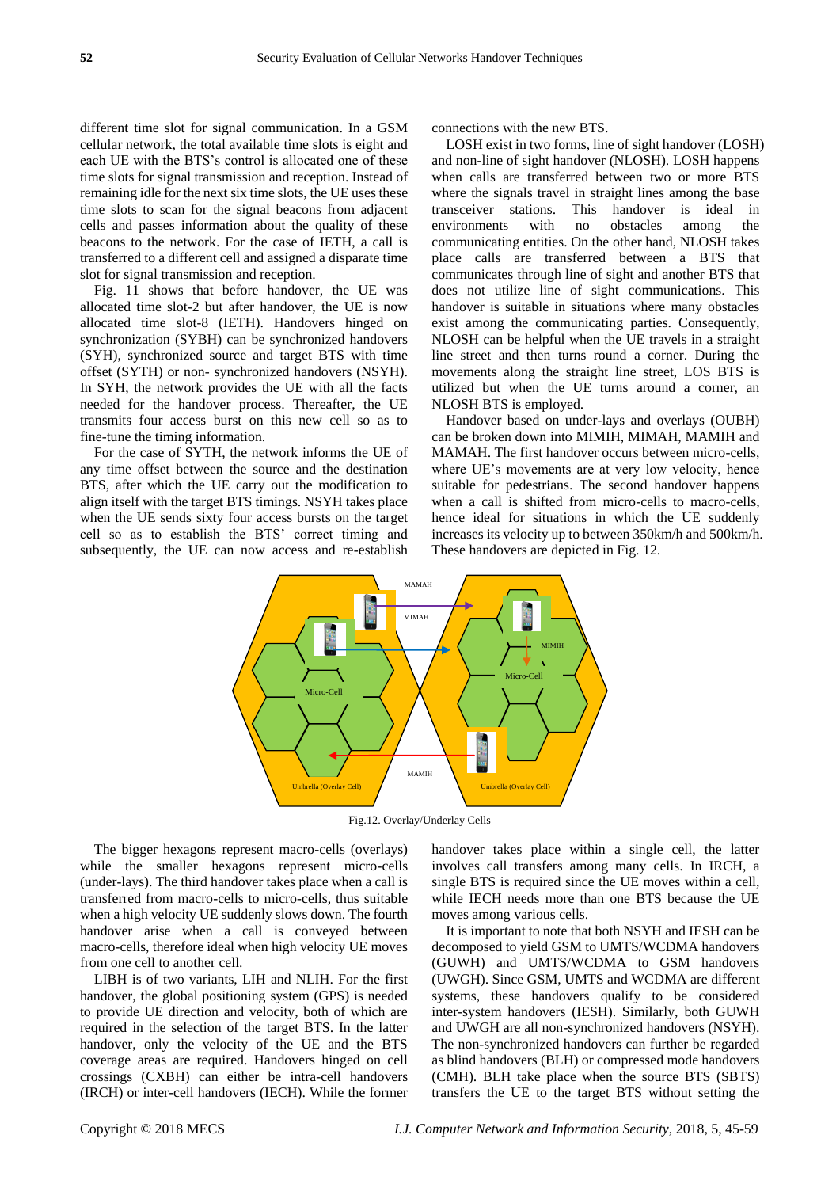different time slot for signal communication. In a GSM cellular network, the total available time slots is eight and each UE with the BTS's control is allocated one of these time slots for signal transmission and reception. Instead of remaining idle for the next six time slots, the UE uses these time slots to scan for the signal beacons from adjacent cells and passes information about the quality of these beacons to the network. For the case of IETH, a call is transferred to a different cell and assigned a disparate time slot for signal transmission and reception.

Fig. 11 shows that before handover, the UE was allocated time slot-2 but after handover, the UE is now allocated time slot-8 (IETH). Handovers hinged on synchronization (SYBH) can be synchronized handovers (SYH), synchronized source and target BTS with time offset (SYTH) or non- synchronized handovers (NSYH). In SYH, the network provides the UE with all the facts needed for the handover process. Thereafter, the UE transmits four access burst on this new cell so as to fine-tune the timing information.

For the case of SYTH, the network informs the UE of any time offset between the source and the destination BTS, after which the UE carry out the modification to align itself with the target BTS timings. NSYH takes place when the UE sends sixty four access bursts on the target cell so as to establish the BTS' correct timing and subsequently, the UE can now access and re-establish connections with the new BTS.

LOSH exist in two forms, line of sight handover (LOSH) and non-line of sight handover (NLOSH). LOSH happens when calls are transferred between two or more BTS where the signals travel in straight lines among the base transceiver stations. This handover is ideal in environments with no obstacles among the communicating entities. On the other hand, NLOSH takes place calls are transferred between a BTS that communicates through line of sight and another BTS that does not utilize line of sight communications. This handover is suitable in situations where many obstacles exist among the communicating parties. Consequently, NLOSH can be helpful when the UE travels in a straight line street and then turns round a corner. During the movements along the straight line street, LOS BTS is utilized but when the UE turns around a corner, an NLOSH BTS is employed.

Handover based on under-lays and overlays (OUBH) can be broken down into MIMIH, MIMAH, MAMIH and MAMAH. The first handover occurs between micro-cells, where UE's movements are at very low velocity, hence suitable for pedestrians. The second handover happens when a call is shifted from micro-cells to macro-cells, hence ideal for situations in which the UE suddenly increases its velocity up to between 350km/h and 500km/h. These handovers are depicted in Fig. 12.

Fig.12. Overlay/Underlay Cells

The bigger hexagons represent macro-cells (overlays) while the smaller hexagons represent micro-cells (under-lays). The third handover takes place when a call is transferred from macro-cells to micro-cells, thus suitable when a high velocity UE suddenly slows down. The fourth handover arise when a call is conveyed between macro-cells, therefore ideal when high velocity UE moves from one cell to another cell.

LIBH is of two variants, LIH and NLIH. For the first handover, the global positioning system (GPS) is needed to provide UE direction and velocity, both of which are required in the selection of the target BTS. In the latter handover, only the velocity of the UE and the BTS coverage areas are required. Handovers hinged on cell crossings (CXBH) can either be intra-cell handovers (IRCH) or inter-cell handovers (IECH). While the former handover takes place within a single cell, the latter involves call transfers among many cells. In IRCH, a single BTS is required since the UE moves within a cell, while IECH needs more than one BTS because the UE moves among various cells.

It is important to note that both NSYH and IESH can be decomposed to yield GSM to UMTS/WCDMA handovers (GUWH) and UMTS/WCDMA to GSM handovers (UWGH). Since GSM, UMTS and WCDMA are different systems, these handovers qualify to be considered inter-system handovers (IESH). Similarly, both GUWH and UWGH are all non-synchronized handovers (NSYH). The non-synchronized handovers can further be regarded as blind handovers (BLH) or compressed mode handovers (CMH). BLH take place when the source BTS (SBTS) transfers the UE to the target BTS without setting the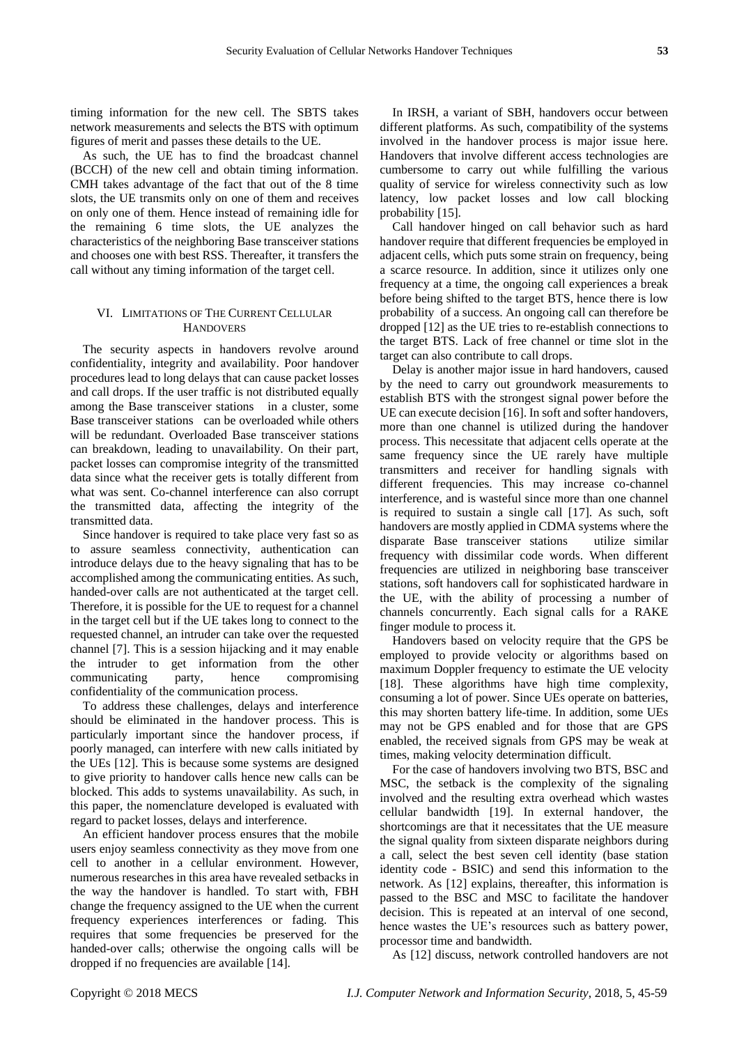timing information for the new cell. The SBTS takes network measurements and selects the BTS with optimum figures of merit and passes these details to the UE.

As such, the UE has to find the broadcast channel (BCCH) of the new cell and obtain timing information. CMH takes advantage of the fact that out of the 8 time slots, the UE transmits only on one of them and receives on only one of them. Hence instead of remaining idle for the remaining 6 time slots, the UE analyzes the characteristics of the neighboring Base transceiver stations and chooses one with best RSS. Thereafter, it transfers the call without any timing information of the target cell.

## VI. LIMITATIONS OF THE CURRENT CELLULAR HANDOVERS

The security aspects in handovers revolve around confidentiality, integrity and availability. Poor handover procedures lead to long delays that can cause packet losses and call drops. If the user traffic is not distributed equally among the Base transceiver stations in a cluster, some Base transceiver stations can be overloaded while others will be redundant. Overloaded Base transceiver stations can breakdown, leading to unavailability. On their part, packet losses can compromise integrity of the transmitted data since what the receiver gets is totally different from what was sent. Co-channel interference can also corrupt the transmitted data, affecting the integrity of the transmitted data.

Since handover is required to take place very fast so as to assure seamless connectivity, authentication can introduce delays due to the heavy signaling that has to be accomplished among the communicating entities. As such, handed-over calls are not authenticated at the target cell. Therefore, it is possible for the UE to request for a channel in the target cell but if the UE takes long to connect to the requested channel, an intruder can take over the requested channel [7]. This is a session hijacking and it may enable the intruder to get information from the other communicating party, hence compromising confidentiality of the communication process.

To address these challenges, delays and interference should be eliminated in the handover process. This is particularly important since the handover process, if poorly managed, can interfere with new calls initiated by the UEs [12]. This is because some systems are designed to give priority to handover calls hence new calls can be blocked. This adds to systems unavailability. As such, in this paper, the nomenclature developed is evaluated with regard to packet losses, delays and interference.

An efficient handover process ensures that the mobile users enjoy seamless connectivity as they move from one cell to another in a cellular environment. However, numerous researches in this area have revealed setbacks in the way the handover is handled. To start with, FBH change the frequency assigned to the UE when the current frequency experiences interferences or fading. This requires that some frequencies be preserved for the handed-over calls; otherwise the ongoing calls will be dropped if no frequencies are available [14].

In IRSH, a variant of SBH, handovers occur between different platforms. As such, compatibility of the systems involved in the handover process is major issue here. Handovers that involve different access technologies are cumbersome to carry out while fulfilling the various quality of service for wireless connectivity such as low latency, low packet losses and low call blocking probability [15].

Call handover hinged on call behavior such as hard handover require that different frequencies be employed in adjacent cells, which puts some strain on frequency, being a scarce resource. In addition, since it utilizes only one frequency at a time, the ongoing call experiences a break before being shifted to the target BTS, hence there is low probability of a success. An ongoing call can therefore be dropped [12] as the UE tries to re-establish connections to the target BTS. Lack of free channel or time slot in the target can also contribute to call drops.

Delay is another major issue in hard handovers, caused by the need to carry out groundwork measurements to establish BTS with the strongest signal power before the UE can execute decision [16]. In soft and softer handovers, more than one channel is utilized during the handover process. This necessitate that adjacent cells operate at the same frequency since the UE rarely have multiple transmitters and receiver for handling signals with different frequencies. This may increase co-channel interference, and is wasteful since more than one channel is required to sustain a single call [17]. As such, soft handovers are mostly applied in CDMA systems where the disparate Base transceiver stations utilize similar frequency with dissimilar code words. When different frequencies are utilized in neighboring base transceiver stations, soft handovers call for sophisticated hardware in the UE, with the ability of processing a number of channels concurrently. Each signal calls for a RAKE finger module to process it.

Handovers based on velocity require that the GPS be employed to provide velocity or algorithms based on maximum Doppler frequency to estimate the UE velocity [18]. These algorithms have high time complexity, consuming a lot of power. Since UEs operate on batteries, this may shorten battery life-time. In addition, some UEs may not be GPS enabled and for those that are GPS enabled, the received signals from GPS may be weak at times, making velocity determination difficult.

For the case of handovers involving two BTS, BSC and MSC, the setback is the complexity of the signaling involved and the resulting extra overhead which wastes cellular bandwidth [19]. In external handover, the shortcomings are that it necessitates that the UE measure the signal quality from sixteen disparate neighbors during a call, select the best seven cell identity (base station identity code - BSIC) and send this information to the network. As [12] explains, thereafter, this information is passed to the BSC and MSC to facilitate the handover decision. This is repeated at an interval of one second, hence wastes the UE's resources such as battery power, processor time and bandwidth.

As [12] discuss, network controlled handovers are not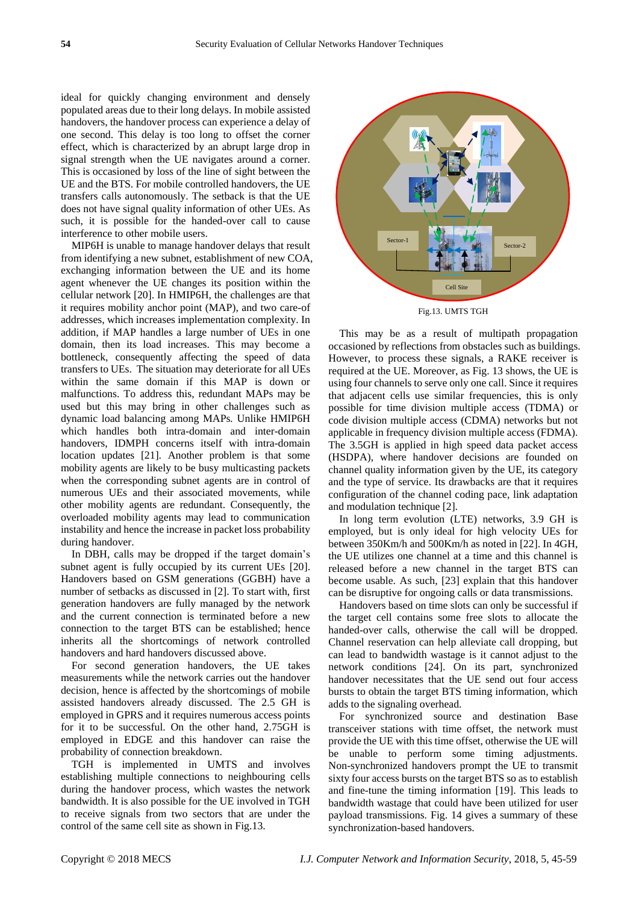ideal for quickly changing environment and densely populated areas due to their long delays. In mobile assisted handovers, the handover process can experience a delay of one second. This delay is too long to offset the corner effect, which is characterized by an abrupt large drop in signal strength when the UE navigates around a corner. This is occasioned by loss of the line of sight between the UE and the BTS. For mobile controlled handovers, the UE transfers calls autonomously. The setback is that the UE does not have signal quality information of other UEs. As such, it is possible for the handed-over call to cause interference to other mobile users.

MIP6H is unable to manage handover delays that result from identifying a new subnet, establishment of new COA, exchanging information between the UE and its home agent whenever the UE changes its position within the cellular network [20]. In HMIP6H, the challenges are that it requires mobility anchor point (MAP), and two care-of addresses, which increases implementation complexity. In addition, if MAP handles a large number of UEs in one domain, then its load increases. This may become a bottleneck, consequently affecting the speed of data transfers to UEs. The situation may deteriorate for all UEs within the same domain if this MAP is down or malfunctions. To address this, redundant MAPs may be used but this may bring in other challenges such as dynamic load balancing among MAPs. Unlike HMIP6H which handles both intra-domain and inter-domain handovers, IDMPH concerns itself with intra-domain location updates [21]. Another problem is that some mobility agents are likely to be busy multicasting packets when the corresponding subnet agents are in control of numerous UEs and their associated movements, while other mobility agents are redundant. Consequently, the overloaded mobility agents may lead to communication instability and hence the increase in packet loss probability during handover.

In DBH, calls may be dropped if the target domain's subnet agent is fully occupied by its current UEs [20]. Handovers based on GSM generations (GGBH) have a number of setbacks as discussed in [2]. To start with, first generation handovers are fully managed by the network and the current connection is terminated before a new connection to the target BTS can be established; hence inherits all the shortcomings of network controlled handovers and hard handovers discussed above.

For second generation handovers, the UE takes measurements while the network carries out the handover decision, hence is affected by the shortcomings of mobile assisted handovers already discussed. The 2.5 GH is employed in GPRS and it requires numerous access points for it to be successful. On the other hand, 2.75GH is employed in EDGE and this handover can raise the probability of connection breakdown.

TGH is implemented in UMTS and involves establishing multiple connections to neighbouring cells during the handover process, which wastes the network bandwidth. It is also possible for the UE involved in TGH to receive signals from two sectors that are under the control of the same cell site as shown in Fig.13.

Fig.13. UMTS TGH

This may be as a result of multipath propagation occasioned by reflections from obstacles such as buildings. However, to process these signals, a RAKE receiver is required at the UE. Moreover, as Fig. 13 shows, the UE is using four channels to serve only one call. Since it requires that adjacent cells use similar frequencies, this is only possible for time division multiple access (TDMA) or code division multiple access (CDMA) networks but not applicable in frequency division multiple access (FDMA). The 3.5GH is applied in high speed data packet access (HSDPA), where handover decisions are founded on channel quality information given by the UE, its category and the type of service. Its drawbacks are that it requires configuration of the channel coding pace, link adaptation and modulation technique [2].

In long term evolution (LTE) networks, 3.9 GH is employed, but is only ideal for high velocity UEs for between 350Km/h and 500Km/h as noted in [22]. In 4GH, the UE utilizes one channel at a time and this channel is released before a new channel in the target BTS can become usable. As such, [23] explain that this handover can be disruptive for ongoing calls or data transmissions.

Handovers based on time slots can only be successful if the target cell contains some free slots to allocate the handed-over calls, otherwise the call will be dropped. Channel reservation can help alleviate call dropping, but can lead to bandwidth wastage is it cannot adjust to the network conditions [24]. On its part, synchronized handover necessitates that the UE send out four access bursts to obtain the target BTS timing information, which adds to the signaling overhead.

For synchronized source and destination Base transceiver stations with time offset, the network must provide the UE with this time offset, otherwise the UE will be unable to perform some timing adjustments. Non-synchronized handovers prompt the UE to transmit sixty four access bursts on the target BTS so as to establish and fine-tune the timing information [19]. This leads to bandwidth wastage that could have been utilized for user payload transmissions. Fig. 14 gives a summary of these synchronization-based handovers.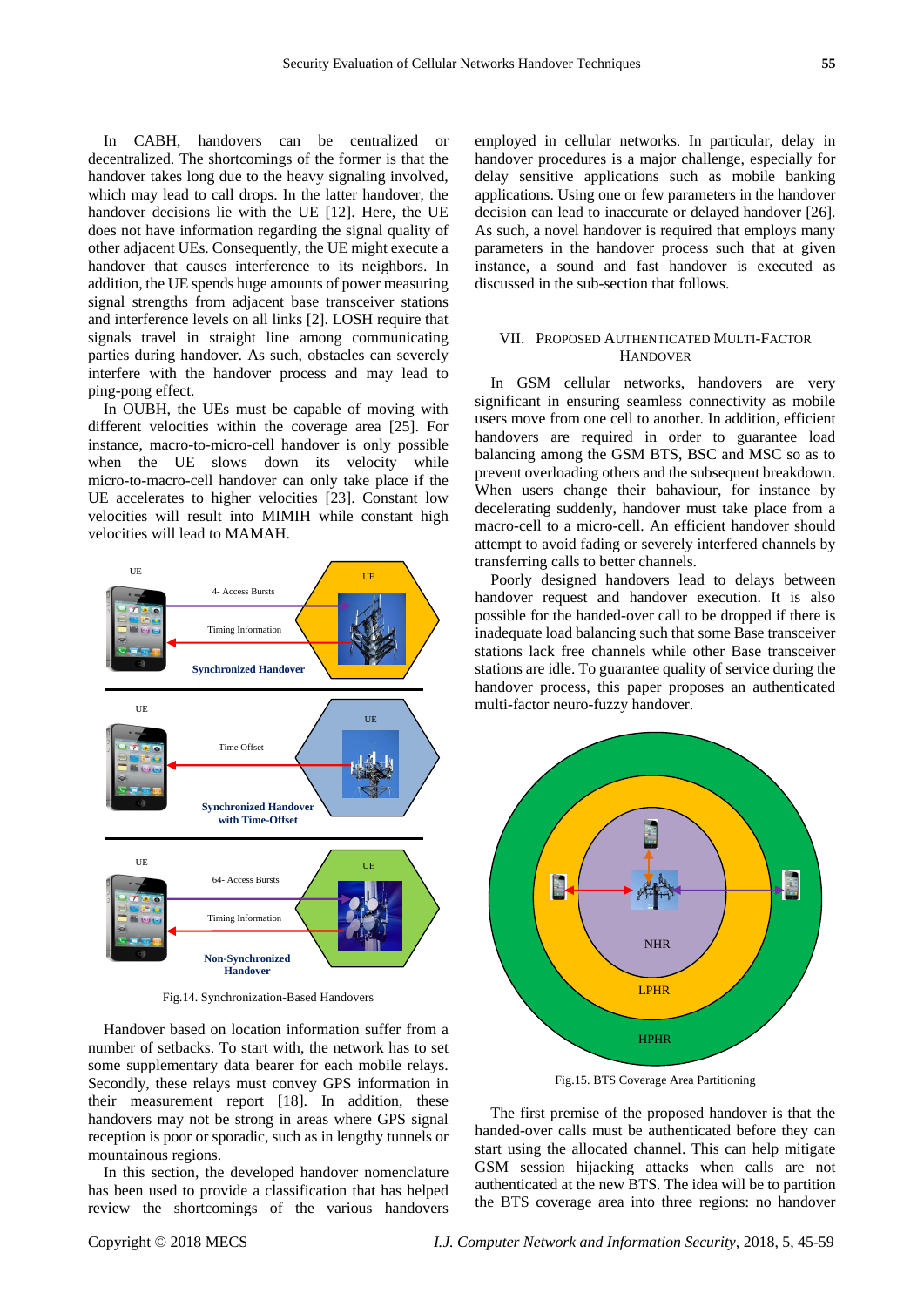In CABH, handovers can be centralized or decentralized. The shortcomings of the former is that the handover takes long due to the heavy signaling involved, which may lead to call drops. In the latter handover, the handover decisions lie with the UE [12]. Here, the UE does not have information regarding the signal quality of other adjacent UEs. Consequently, the UE might execute a handover that causes interference to its neighbors. In addition, the UE spends huge amounts of power measuring signal strengths from adjacent base transceiver stations and interference levels on all links [2]. LOSH require that signals travel in straight line among communicating parties during handover. As such, obstacles can severely interfere with the handover process and may lead to ping-pong effect.

In OUBH, the UEs must be capable of moving with different velocities within the coverage area [25]. For instance, macro-to-micro-cell handover is only possible when the UE slows down its velocity while micro-to-macro-cell handover can only take place if the UE accelerates to higher velocities [23]. Constant low velocities will result into MIMIH while constant high velocities will lead to MAMAH.

Fig.14. Synchronization-Based Handovers

Handover based on location information suffer from a number of setbacks. To start with, the network has to set some supplementary data bearer for each mobile relays. Secondly, these relays must convey GPS information in their measurement report [18]. In addition, these handovers may not be strong in areas where GPS signal reception is poor or sporadic, such as in lengthy tunnels or mountainous regions.

In this section, the developed handover nomenclature has been used to provide a classification that has helped review the shortcomings of the various handovers employed in cellular networks. In particular, delay in handover procedures is a major challenge, especially for delay sensitive applications such as mobile banking applications. Using one or few parameters in the handover decision can lead to inaccurate or delayed handover [26]. As such, a novel handover is required that employs many parameters in the handover process such that at given instance, a sound and fast handover is executed as discussed in the sub-section that follows.

## VII. Proposed Authenticated Multi-Factor Handover

In GSM cellular networks, handovers are very significant in ensuring seamless connectivity as mobile users move from one cell to another. In addition, efficient handovers are required in order to guarantee load balancing among the GSM BTS, BSC and MSC so as to prevent overloading others and the subsequent breakdown. When users change their bahaviour, for instance by decelerating suddenly, handover must take place from a macro-cell to a micro-cell. An efficient handover should attempt to avoid fading or severely interfered channels by transferring calls to better channels.

Poorly designed handovers lead to delays between handover request and handover execution. It is also possible for the handed-over call to be dropped if there is inadequate load balancing such that some Base transceiver stations lack free channels while other Base transceiver stations are idle. To guarantee quality of service during the handover process, this paper proposes an authenticated multi-factor neuro-fuzzy handover.

Fig.15. BTS Coverage Area Partitioning

The first premise of the proposed handover is that the handed-over calls must be authenticated before they can start using the allocated channel. This can help mitigate GSM session hijacking attacks when calls are not authenticated at the new BTS. The idea will be to partition the BTS coverage area into three regions: no handover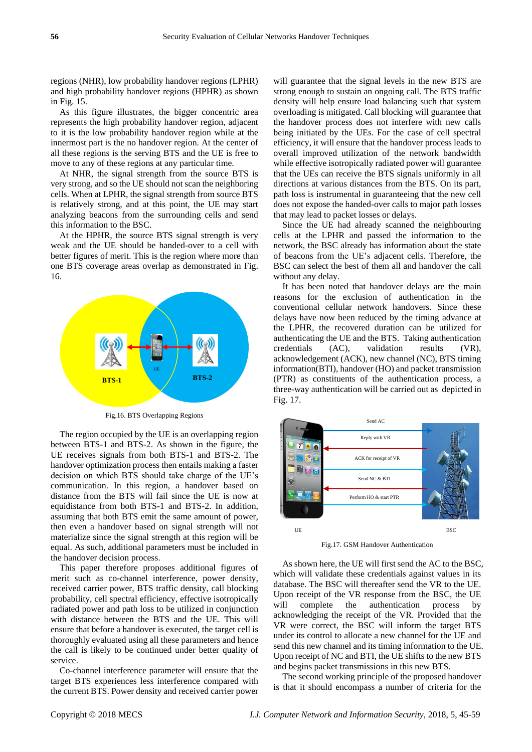regions (NHR), low probability handover regions (LPHR) and high probability handover regions (HPHR) as shown in Fig. 15.

As this figure illustrates, the bigger concentric area represents the high probability handover region, adjacent to it is the low probability handover region while at the innermost part is the no handover region. At the center of all these regions is the serving BTS and the UE is free to move to any of these regions at any particular time.

At NHR, the signal strength from the source BTS is very strong, and so the UE should not scan the neighboring cells. When at LPHR, the signal strength from source BTS is relatively strong, and at this point, the UE may start analyzing beacons from the surrounding cells and send this information to the BSC.

At the HPHR, the source BTS signal strength is very weak and the UE should be handed-over to a cell with better figures of merit. This is the region where more than one BTS coverage areas overlap as demonstrated in Fig. 16.

Fig.16. BTS Overlapping Regions

The region occupied by the UE is an overlapping region between BTS-1 and BTS-2. As shown in the figure, the UE receives signals from both BTS-1 and BTS-2. The handover optimization process then entails making a faster decision on which BTS should take charge of the UE's communication. In this region, a handover based on distance from the BTS will fail since the UE is now at equidistance from both BTS-1 and BTS-2. In addition, assuming that both BTS emit the same amount of power, then even a handover based on signal strength will not materialize since the signal strength at this region will be equal. As such, additional parameters must be included in the handover decision process.

This paper therefore proposes additional figures of merit such as co-channel interference, power density, received carrier power, BTS traffic density, call blocking probability, cell spectral efficiency, effective isotropically radiated power and path loss to be utilized in conjunction with distance between the BTS and the UE. This will ensure that before a handover is executed, the target cell is thoroughly evaluated using all these parameters and hence the call is likely to be continued under better quality of service.

Co-channel interference parameter will ensure that the target BTS experiences less interference compared with the current BTS. Power density and received carrier power will guarantee that the signal levels in the new BTS are strong enough to sustain an ongoing call. The BTS traffic density will help ensure load balancing such that system overloading is mitigated. Call blocking will guarantee that the handover process does not interfere with new calls being initiated by the UEs. For the case of cell spectral efficiency, it will ensure that the handover process leads to overall improved utilization of the network bandwidth while effective isotropically radiated power will guarantee that the UEs can receive the BTS signals uniformly in all directions at various distances from the BTS. On its part, path loss is instrumental in guaranteeing that the new cell does not expose the handed-over calls to major path losses that may lead to packet losses or delays.

Since the UE had already scanned the neighbouring cells at the LPHR and passed the information to the network, the BSC already has information about the state of beacons from the UE's adjacent cells. Therefore, the BSC can select the best of them all and handover the call without any delay.

It has been noted that handover delays are the main reasons for the exclusion of authentication in the conventional cellular network handovers. Since these delays have now been reduced by the timing advance at the LPHR, the recovered duration can be utilized for authenticating the UE and the BTS. Taking authentication credentials (AC), validation results (VR), acknowledgement (ACK), new channel (NC), BTS timing information(BTI), handover (HO) and packet transmission (PTR) as constituents of the authentication process, a three-way authentication will be carried out as depicted in Fig. 17.

Fig.17. GSM Handover Authentication

As shown here, the UE will first send the AC to the BSC, which will validate these credentials against values in its database. The BSC will thereafter send the VR to the UE. Upon receipt of the VR response from the BSC, the UE will complete the authentication process by acknowledging the receipt of the VR. Provided that the VR were correct, the BSC will inform the target BTS under its control to allocate a new channel for the UE and send this new channel and its timing information to the UE. Upon receipt of NC and BTI, the UE shifts to the new BTS and begins packet transmissions in this new BTS.

The second working principle of the proposed handover is that it should encompass a number of criteria for the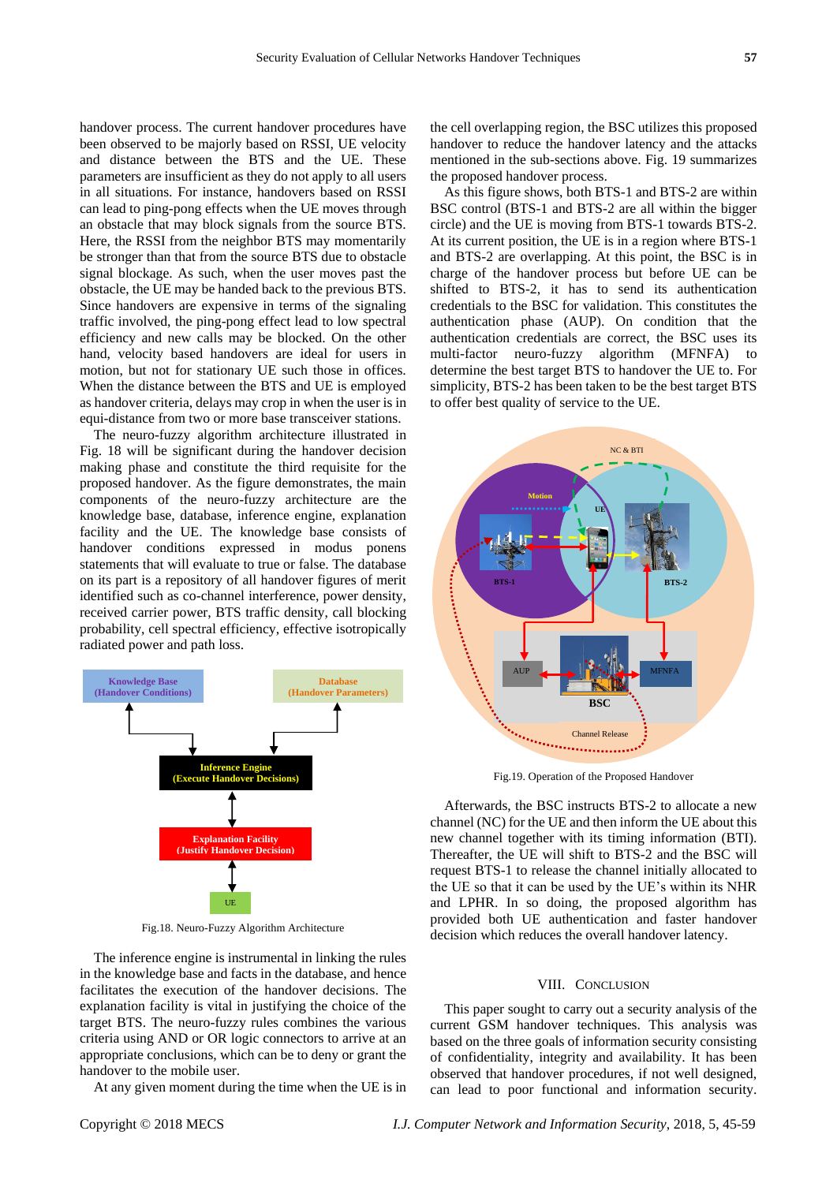handover process. The current handover procedures have been observed to be majorly based on RSSI, UE velocity and distance between the BTS and the UE. These parameters are insufficient as they do not apply to all users in all situations. For instance, handovers based on RSSI can lead to ping-pong effects when the UE moves through an obstacle that may block signals from the source BTS. Here, the RSSI from the neighbor BTS may momentarily be stronger than that from the source BTS due to obstacle signal blockage. As such, when the user moves past the obstacle, the UE may be handed back to the previous BTS. Since handovers are expensive in terms of the signaling traffic involved, the ping-pong effect lead to low spectral efficiency and new calls may be blocked. On the other hand, velocity based handovers are ideal for users in motion, but not for stationary UE such those in offices. When the distance between the BTS and UE is employed as handover criteria, delays may crop in when the user is in equi-distance from two or more base transceiver stations.

The neuro-fuzzy algorithm architecture illustrated in Fig. 18 will be significant during the handover decision making phase and constitute the third requisite for the proposed handover. As the figure demonstrates, the main components of the neuro-fuzzy architecture are the knowledge base, database, inference engine, explanation facility and the UE. The knowledge base consists of handover conditions expressed in modus ponens statements that will evaluate to true or false. The database on its part is a repository of all handover figures of merit identified such as co-channel interference, power density, received carrier power, BTS traffic density, call blocking probability, cell spectral efficiency, effective isotropically radiated power and path loss.

Fig.18. Neuro-Fuzzy Algorithm Architecture

The inference engine is instrumental in linking the rules in the knowledge base and facts in the database, and hence facilitates the execution of the handover decisions. The explanation facility is vital in justifying the choice of the target BTS. The neuro-fuzzy rules combines the various criteria using AND or OR logic connectors to arrive at an appropriate conclusions, which can be to deny or grant the handover to the mobile user.

At any given moment during the time when the UE is in the cell overlapping region, the BSC utilizes this proposed handover to reduce the handover latency and the attacks mentioned in the sub-sections above. Fig. 19 summarizes the proposed handover process.

As this figure shows, both BTS-1 and BTS-2 are within BSC control (BTS-1 and BTS-2 are all within the bigger circle) and the UE is moving from BTS-1 towards BTS-2. At its current position, the UE is in a region where BTS-1 and BTS-2 are overlapping. At this point, the BSC is in charge of the handover process but before UE can be shifted to BTS-2, it has to send its authentication credentials to the BSC for validation. This constitutes the authentication phase (AUP). On condition that the authentication credentials are correct, the BSC uses its multi-factor neuro-fuzzy algorithm (MFNFA) to determine the best target BTS to handover the UE to. For simplicity, BTS-2 has been taken to be the best target BTS to offer best quality of service to the UE.

Fig.19. Operation of the Proposed Handover

Afterwards, the BSC instructs BTS-2 to allocate a new channel (NC) for the UE and then inform the UE about this new channel together with its timing information (BTI). Thereafter, the UE will shift to BTS-2 and the BSC will request BTS-1 to release the channel initially allocated to the UE so that it can be used by the UE's within its NHR and LPHR. In so doing, the proposed algorithm has provided both UE authentication and faster handover decision which reduces the overall handover latency.

## VIII. Conclusion

This paper sought to carry out a security analysis of the current GSM handover techniques. This analysis was based on the three goals of information security consisting of confidentiality, integrity and availability. It has been observed that handover procedures, if not well designed, can lead to poor functional and information security.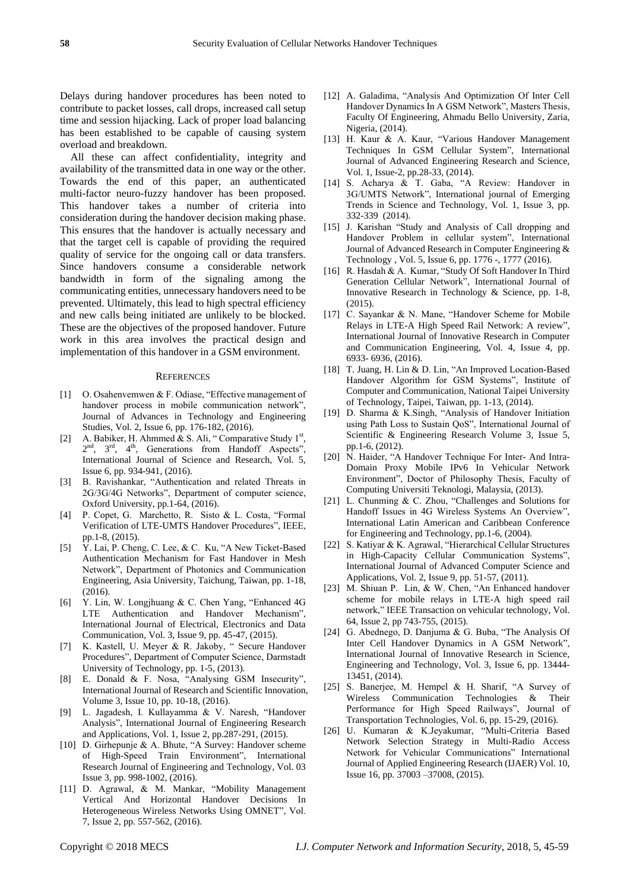Delays during handover procedures has been noted to contribute to packet losses, call drops, increased call setup time and session hijacking. Lack of proper load balancing has been established to be capable of causing system overload and breakdown.

All these can affect confidentiality, integrity and availability of the transmitted data in one way or the other. Towards the end of this paper, an authenticated multi-factor neuro-fuzzy handover has been proposed. This handover takes a number of criteria into consideration during the handover decision making phase. This ensures that the handover is actually necessary and that the target cell is capable of providing the required quality of service for the ongoing call or data transfers. Since handovers consume a considerable network bandwidth in form of the signaling among the communicating entities, unnecessary handovers need to be prevented. Ultimately, this lead to high spectral efficiency and new calls being initiated are unlikely to be blocked. These are the objectives of the proposed handover. Future work in this area involves the practical design and implementation of this handover in a GSM environment.

## References

[1] O. Osahenvemwen & F. Odiase, "Effective management of handover process in mobile communication network", Journal of Advances in Technology and Engineering Studies, Vol. 2, Issue 6, pp. 176-182, (2016).

[2] A. Babiker, H. Ahmmed & S. Ali, " Comparative Study 1st, 2nd, 3rd, 4th, Generations from Handoff Aspects", International Journal of Science and Research, Vol. 5, Issue 6, pp. 934-941, (2016).

[3] B. Ravishankar, "Authentication and related Threats in 2G/3G/4G Networks", Department of computer science, Oxford University, pp.1-64, (2016).

[4] P. Copet, G. Marchetto, R. Sisto & L. Costa, "Formal Verification of LTE-UMTS Handover Procedures", IEEE, pp.1-8, (2015).

[5] Y. Lai, P. Cheng, C. Lee, & C. Ku, "A New Ticket-Based Authentication Mechanism for Fast Handover in Mesh Network", Department of Photonics and Communication Engineering, Asia University, Taichung, Taiwan, pp. 1-18, (2016).

[6] Y. Lin, W. Longjhuang & C. Chen Yang, "Enhanced 4G LTE Authentication and Handover Mechanism", International Journal of Electrical, Electronics and Data Communication, Vol. 3, Issue 9, pp. 45-47, (2015).

[7] K. Kastell, U. Meyer & R. Jakoby, " Secure Handover Procedures", Department of Computer Science, Darmstadt University of Technology, pp. 1-5, (2013).

[8] E. Donald & F. Nosa, "Analysing GSM Insecurity", International Journal of Research and Scientific Innovation, Volume 3, Issue 10, pp. 10-18, (2016).

[9] L. Jagadesh, I. Kullayamma & V. Naresh, "Handover Analysis", International Journal of Engineering Research and Applications, Vol. 1, Issue 2, pp.287-291, (2015).

[10] D. Girhepunje & A. Bhute, "A Survey: Handover scheme of High-Speed Train Environment", International Research Journal of Engineering and Technology, Vol. 03 Issue 3, pp. 998-1002, (2016).

[11] D. Agrawal, & M. Mankar, "Mobility Management Vertical And Horizontal Handover Decisions In Heterogeneous Wireless Networks Using OMNET", Vol. 7, Issue 2, pp. 557-562, (2016).

[12] A. Galadima, "Analysis And Optimization Of Inter Cell Handover Dynamics In A GSM Network", Masters Thesis, Faculty Of Engineering, Ahmadu Bello University, Zaria, Nigeria, (2014).

[13] H. Kaur & A. Kaur, "Various Handover Management Techniques In GSM Cellular System", International Journal of Advanced Engineering Research and Science, Vol. 1, Issue-2, pp.28-33, (2014).

[14] S. Acharya & T. Gaba, "A Review: Handover in 3G/UMTS Network", International journal of Emerging Trends in Science and Technology, Vol. 1, Issue 3, pp. 332-339 (2014).

[15] J. Karishan "Study and Analysis of Call dropping and Handover Problem in cellular system", International Journal of Advanced Research in Computer Engineering & Technology , Vol. 5, Issue 6, pp. 1776 -, 1777 (2016).

[16] R. Hasdah & A. Kumar, "Study Of Soft Handover In Third Generation Cellular Network", International Journal of Innovative Research in Technology & Science, pp. 1-8, (2015).

[17] C. Sayankar & N. Mane, "Handover Scheme for Mobile Relays in LTE-A High Speed Rail Network: A review", International Journal of Innovative Research in Computer and Communication Engineering, Vol. 4, Issue 4, pp. 6933- 6936, (2016).

[18] T. Juang, H. Lin & D. Lin, "An Improved Location-Based Handover Algorithm for GSM Systems", Institute of Computer and Communication, National Taipei University of Technology, Taipei, Taiwan, pp. 1-13, (2014).

[19] D. Sharma & K.Singh, "Analysis of Handover Initiation using Path Loss to Sustain QoS", International Journal of Scientific & Engineering Research Volume 3, Issue 5, pp.1-6, (2012).

[20] N. Haider, "A Handover Technique For Inter- And Intra-Domain Proxy Mobile IPv6 In Vehicular Network Environment", Doctor of Philosophy Thesis, Faculty of Computing Universiti Teknologi, Malaysia, (2013).

[21] L. Chunming & C. Zhou, "Challenges and Solutions for Handoff Issues in 4G Wireless Systems An Overview", International Latin American and Caribbean Conference for Engineering and Technology, pp.1-6, (2004).

[22] S. Katiyar & K. Agrawal, "Hierarchical Cellular Structures in High-Capacity Cellular Communication Systems", International Journal of Advanced Computer Science and Applications, Vol. 2, Issue 9, pp. 51-57, (2011).

[23] M. Shiuan P. Lin, & W. Chen, "An Enhanced handover scheme for mobile relays in LTE-A high speed rail network," IEEE Transaction on vehicular technology, Vol. 64, Issue 2, pp 743-755, (2015).

[24] G. Abednego, D. Danjuma & G. Buba, "The Analysis Of Inter Cell Handover Dynamics in A GSM Network", International Journal of Innovative Research in Science, Engineering and Technology, Vol. 3, Issue 6, pp. 13444-13451, (2014).

[25] S. Banerjee, M. Hempel & H. Sharif, "A Survey of Wireless Communication Technologies & Their Performance for High Speed Railways", Journal of Transportation Technologies, Vol. 6, pp. 15-29, (2016).

[26] U. Kumaran & K.Jeyakumar, "Multi-Criteria Based Network Selection Strategy in Multi-Radio Access Network for Vehicular Communications" International Journal of Applied Engineering Research (IJAER) Vol. 10, Issue 16, pp. 37003 –37008, (2015).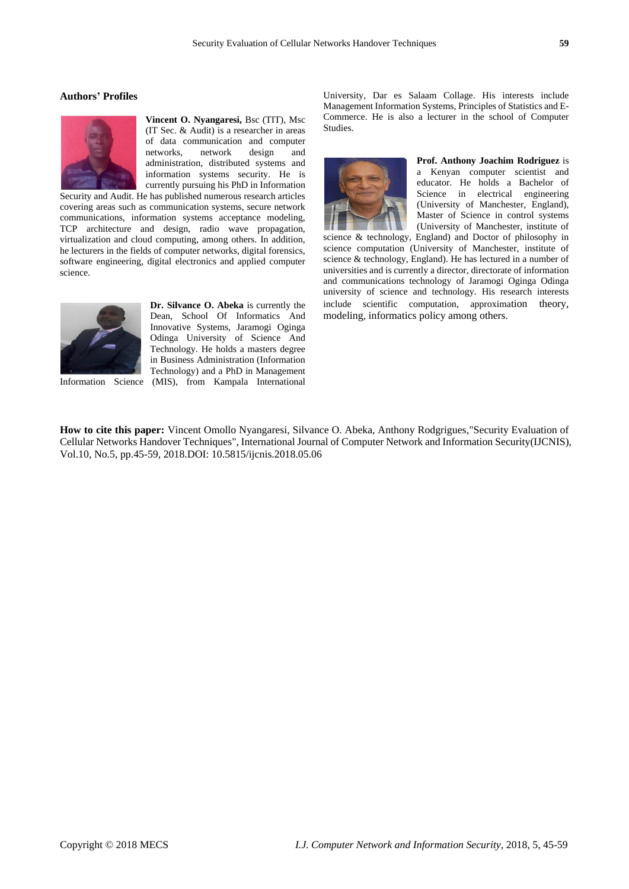## Authors' Profiles

**Vincent O. Nyangaresi,** Bsc (TIT), Msc (IT Sec. & Audit) is a researcher in areas of data communication and computer networks, network design and administration, distributed systems and information systems security. He is currently pursuing his PhD in Information Security and Audit. He has published numerous research articles covering areas such as communication systems, secure network communications, information systems acceptance modeling, TCP architecture and design, radio wave propagation, virtualization and cloud computing, among others. In addition, he lecturers in the fields of computer networks, digital forensics, software engineering, digital electronics and applied computer science.

**Dr. Silvance O. Abeka** is currently the Dean, School Of Informatics And Innovative Systems, Jaramogi Oginga Odinga University of Science And Technology. He holds a masters degree in Business Administration (Information Technology) and a PhD in Management Information Science (MIS), from Kampala International University, Dar es Salaam Collage. His interests include Management Information Systems, Principles of Statistics and E-Commerce. He is also a lecturer in the school of Computer Studies.

**Prof. Anthony Joachim Rodriguez** is a Kenyan computer scientist and educator. He holds a Bachelor of Science in electrical engineering (University of Manchester, England), Master of Science in control systems (University of Manchester, institute of science & technology, England) and Doctor of philosophy in science computation (University of Manchester, institute of science & technology, England). He has lectured in a number of universities and is currently a director, directorate of information and communications technology of Jaramogi Oginga Odinga university of science and technology. His research interests include scientific computation, approximation theory, modeling, informatics policy among others.

**How to cite this paper:** Vincent Omollo Nyangaresi, Silvance O. Abeka, Anthony Rodgrigues,"Security Evaluation of Cellular Networks Handover Techniques", International Journal of Computer Network and Information Security(IJCNIS), Vol.10, No.5, pp.45-59, 2018.DOI: 10.5815/ijcnis.2018.05.06